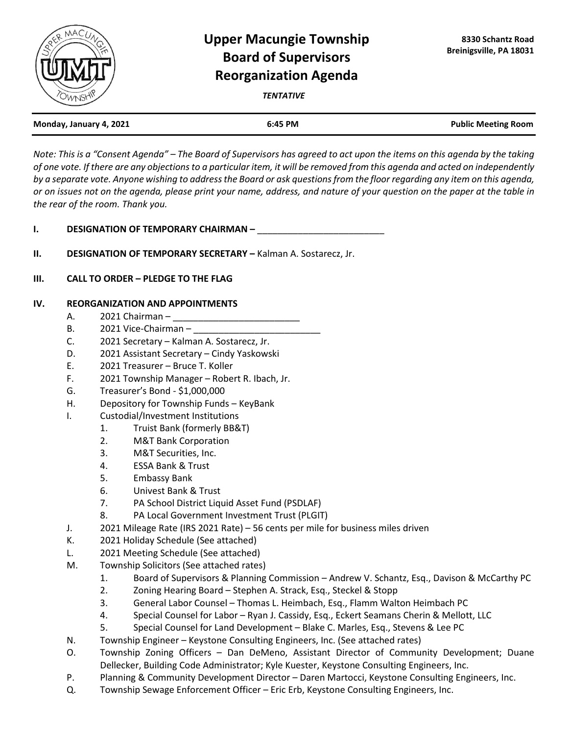# Upper Macungie Township Board of Supervisors Reorganization Agenda

8330 Schantz Road
Breinigsville, PA 18031

***TENTATIVE***

**Monday, January 4, 2021** | **6:45 PM** | **Public Meeting Room**

*Note: This is a "Consent Agenda" – The Board of Supervisors has agreed to act upon the items on this agenda by the taking of one vote. If there are any objections to a particular item, it will be removed from this agenda and acted on independently by a separate vote. Anyone wishing to address the Board or ask questions from the floor regarding any item on this agenda, or on issues not on the agenda, please print your name, address, and nature of your question on the paper at the table in the rear of the room. Thank you.*

**I. DESIGNATION OF TEMPORARY CHAIRMAN –** _________________________

**II. DESIGNATION OF TEMPORARY SECRETARY –** Kalman A. Sostarecz, Jr.

**III. CALL TO ORDER – PLEDGE TO THE FLAG**

**IV. REORGANIZATION AND APPOINTMENTS**

- A. 2021 Chairman – _________________________
- B. 2021 Vice-Chairman – _________________________
- C. 2021 Secretary – Kalman A. Sostarecz, Jr.
- D. 2021 Assistant Secretary – Cindy Yaskowski
- E. 2021 Treasurer – Bruce T. Koller
- F. 2021 Township Manager – Robert R. Ibach, Jr.
- G. Treasurer's Bond - $1,000,000
- H. Depository for Township Funds – KeyBank
- I. Custodial/Investment Institutions
  1. Truist Bank (formerly BB&T)
  2. M&T Bank Corporation
  3. M&T Securities, Inc.
  4. ESSA Bank & Trust
  5. Embassy Bank
  6. Univest Bank & Trust
  7. PA School District Liquid Asset Fund (PSDLAF)
  8. PA Local Government Investment Trust (PLGIT)
- J. 2021 Mileage Rate (IRS 2021 Rate) – 56 cents per mile for business miles driven
- K. 2021 Holiday Schedule (See attached)
- L. 2021 Meeting Schedule (See attached)
- M. Township Solicitors (See attached rates)
  1. Board of Supervisors & Planning Commission – Andrew V. Schantz, Esq., Davison & McCarthy PC
  2. Zoning Hearing Board – Stephen A. Strack, Esq., Steckel & Stopp
  3. General Labor Counsel – Thomas L. Heimbach, Esq., Flamm Walton Heimbach PC
  4. Special Counsel for Labor – Ryan J. Cassidy, Esq., Eckert Seamans Cherin & Mellott, LLC
  5. Special Counsel for Land Development – Blake C. Marles, Esq., Stevens & Lee PC
- N. Township Engineer – Keystone Consulting Engineers, Inc. (See attached rates)
- O. Township Zoning Officers – Dan DeMeno, Assistant Director of Community Development; Duane Dellecker, Building Code Administrator; Kyle Kuester, Keystone Consulting Engineers, Inc.
- P. Planning & Community Development Director – Daren Martocci, Keystone Consulting Engineers, Inc.
- Q. Township Sewage Enforcement Officer – Eric Erb, Keystone Consulting Engineers, Inc.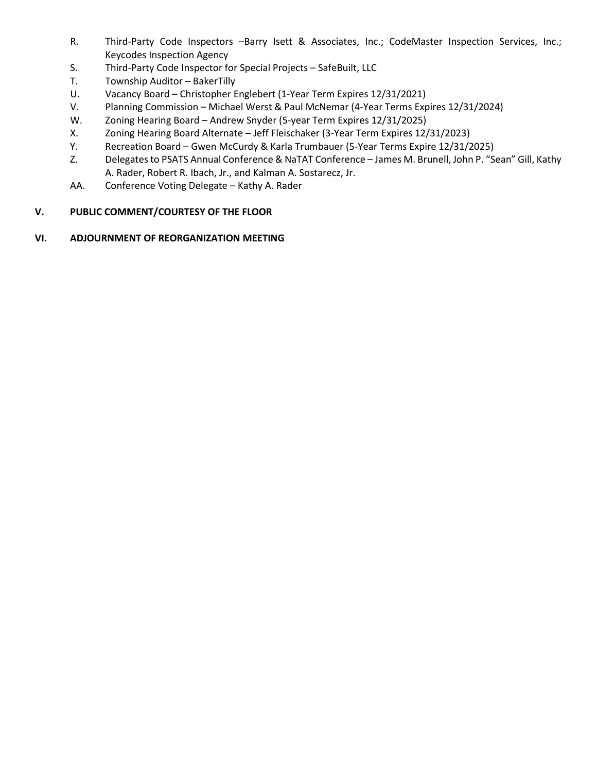R. Third-Party Code Inspectors –Barry Isett & Associates, Inc.; CodeMaster Inspection Services, Inc.; Keycodes Inspection Agency

S. Third-Party Code Inspector for Special Projects – SafeBuilt, LLC

T. Township Auditor – BakerTilly

U. Vacancy Board – Christopher Englebert (1-Year Term Expires 12/31/2021)

V. Planning Commission – Michael Werst & Paul McNemar (4-Year Terms Expires 12/31/2024)

W. Zoning Hearing Board – Andrew Snyder (5-year Term Expires 12/31/2025)

X. Zoning Hearing Board Alternate – Jeff Fleischaker (3-Year Term Expires 12/31/2023)

Y. Recreation Board – Gwen McCurdy & Karla Trumbauer (5-Year Terms Expire 12/31/2025)

Z. Delegates to PSATS Annual Conference & NaTAT Conference – James M. Brunell, John P. "Sean" Gill, Kathy A. Rader, Robert R. Ibach, Jr., and Kalman A. Sostarecz, Jr.

AA. Conference Voting Delegate – Kathy A. Rader

## V. PUBLIC COMMENT/COURTESY OF THE FLOOR

## VI. ADJOURNMENT OF REORGANIZATION MEETING